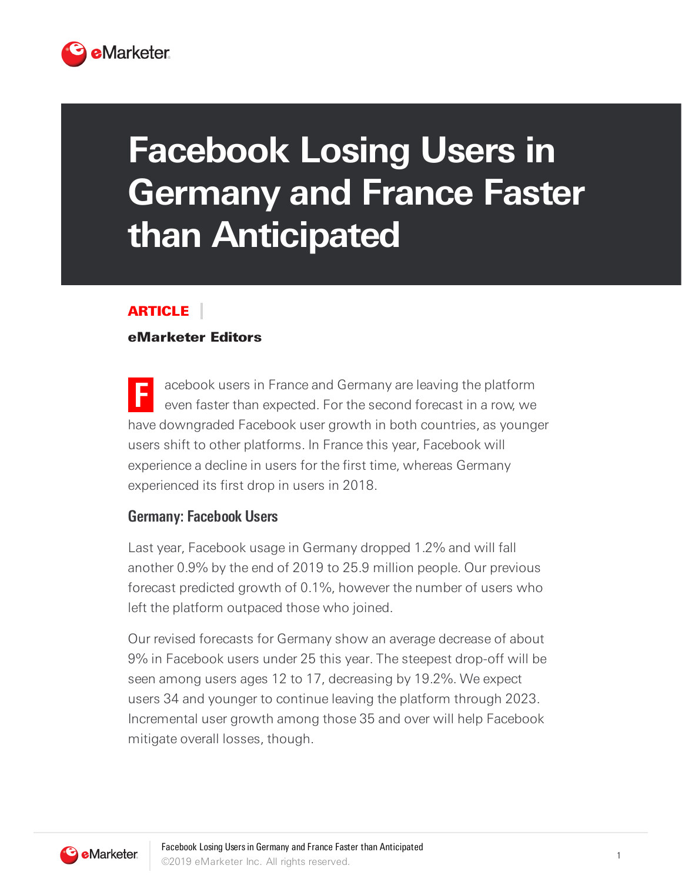# Facebook Losing Users in Germany and France Faster than Anticipated

**ARTICLE**

**eMarketer Editors**

Facebook users in France and Germany are leaving the platform even faster than expected. For the second forecast in a row, we have downgraded Facebook user growth in both countries, as younger users shift to other platforms. In France this year, Facebook will experience a decline in users for the first time, whereas Germany experienced its first drop in users in 2018.

### Germany: Facebook Users

Last year, Facebook usage in Germany dropped 1.2% and will fall another 0.9% by the end of 2019 to 25.9 million people. Our previous forecast predicted growth of 0.1%, however the number of users who left the platform outpaced those who joined.

Our revised forecasts for Germany show an average decrease of about 9% in Facebook users under 25 this year. The steepest drop-off will be seen among users ages 12 to 17, decreasing by 19.2%. We expect users 34 and younger to continue leaving the platform through 2023. Incremental user growth among those 35 and over will help Facebook mitigate overall losses, though.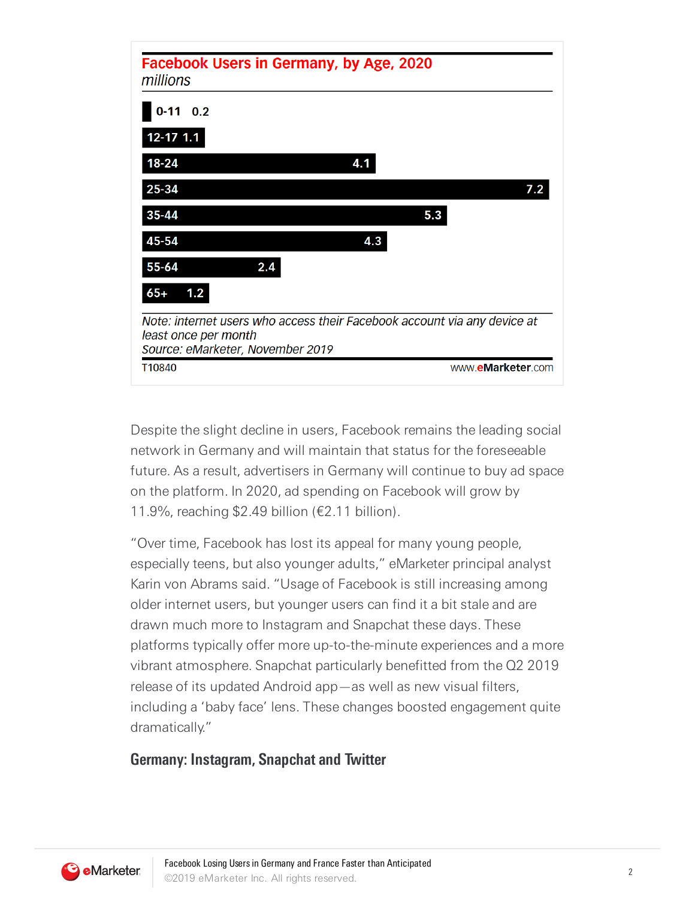**Facebook Users in Germany, by Age, 2020**
*millions*

| Age | Users |
|---|---|
| 0-11 | 0.2 |
| 12-17 | 1.1 |
| 18-24 | 4.1 |
| 25-34 | 7.2 |
| 35-44 | 5.3 |
| 45-54 | 4.3 |
| 55-64 | 2.4 |
| 65+ | 1.2 |

*Note: internet users who access their Facebook account via any device at least once per month*
*Source: eMarketer, November 2019*

T10840 www.eMarketer.com

Despite the slight decline in users, Facebook remains the leading social network in Germany and will maintain that status for the foreseeable future. As a result, advertisers in Germany will continue to buy ad space on the platform. In 2020, ad spending on Facebook will grow by 11.9%, reaching $2.49 billion (€2.11 billion).

"Over time, Facebook has lost its appeal for many young people, especially teens, but also younger adults," eMarketer principal analyst Karin von Abrams said. "Usage of Facebook is still increasing among older internet users, but younger users can find it a bit stale and are drawn much more to Instagram and Snapchat these days. These platforms typically offer more up-to-the-minute experiences and a more vibrant atmosphere. Snapchat particularly benefitted from the Q2 2019 release of its updated Android app—as well as new visual filters, including a 'baby face' lens. These changes boosted engagement quite dramatically."

## Germany: Instagram, Snapchat and Twitter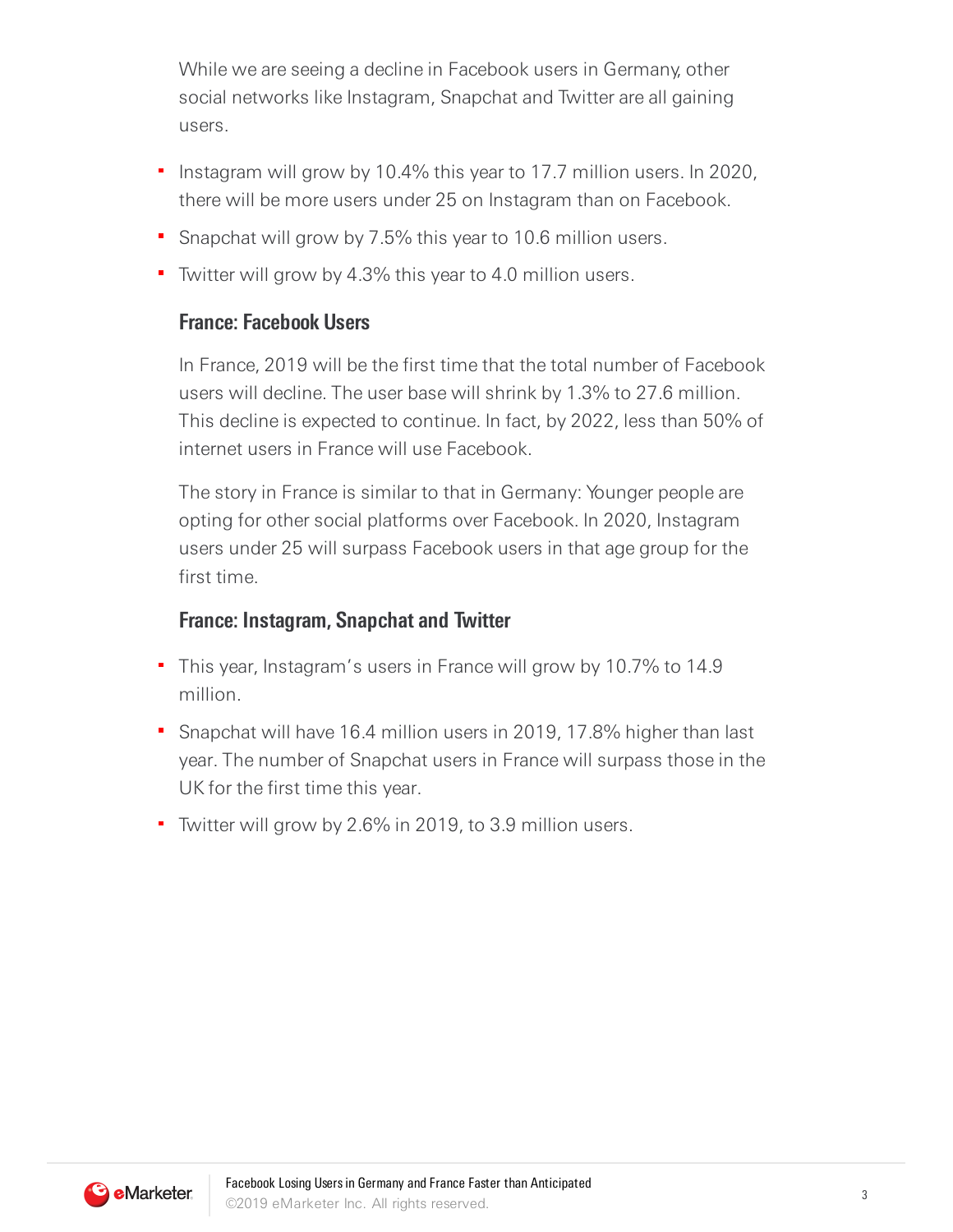While we are seeing a decline in Facebook users in Germany, other social networks like Instagram, Snapchat and Twitter are all gaining users.

- Instagram will grow by 10.4% this year to 17.7 million users. In 2020, there will be more users under 25 on Instagram than on Facebook.
- Snapchat will grow by 7.5% this year to 10.6 million users.
- Twitter will grow by 4.3% this year to 4.0 million users.

### France: Facebook Users

In France, 2019 will be the first time that the total number of Facebook users will decline. The user base will shrink by 1.3% to 27.6 million. This decline is expected to continue. In fact, by 2022, less than 50% of internet users in France will use Facebook.

The story in France is similar to that in Germany: Younger people are opting for other social platforms over Facebook. In 2020, Instagram users under 25 will surpass Facebook users in that age group for the first time.

### France: Instagram, Snapchat and Twitter

- This year, Instagram's users in France will grow by 10.7% to 14.9 million.
- Snapchat will have 16.4 million users in 2019, 17.8% higher than last year. The number of Snapchat users in France will surpass those in the UK for the first time this year.
- Twitter will grow by 2.6% in 2019, to 3.9 million users.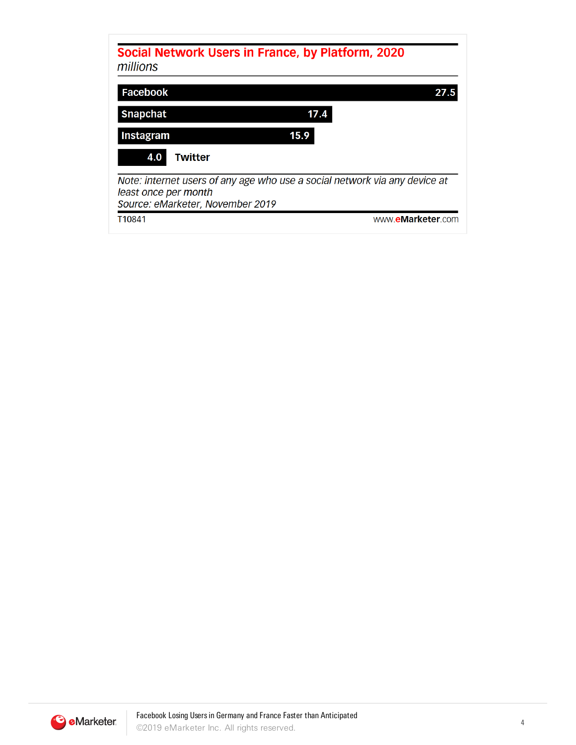## Social Network Users in France, by Platform, 2020

*millions*

Facebook 27.5

Snapchat 17.4

Instagram 15.9

4.0 Twitter

*Note: internet users of any age who use a social network via any device at least once per month*
*Source: eMarketer, November 2019*

T10841

www.eMarketer.com